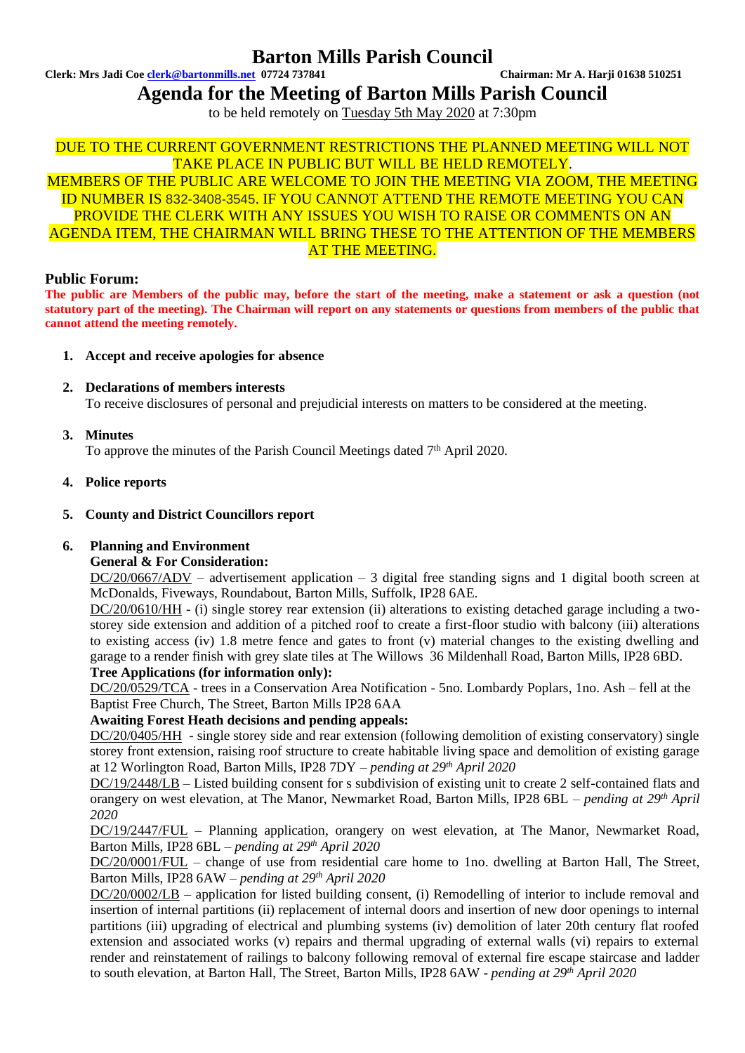# Barton Mills Parish Council

**Clerk: Mrs Jadi Coe clerk@bartonmills.net 07724 737841** **Chairman: Mr A. Harji 01638 510251**

## Agenda for the Meeting of Barton Mills Parish Council

to be held remotely on Tuesday 5th May 2020 at 7:30pm

DUE TO THE CURRENT GOVERNMENT RESTRICTIONS THE PLANNED MEETING WILL NOT TAKE PLACE IN PUBLIC BUT WILL BE HELD REMOTELY.
MEMBERS OF THE PUBLIC ARE WELCOME TO JOIN THE MEETING VIA ZOOM, THE MEETING ID NUMBER IS 832-3408-3545. IF YOU CANNOT ATTEND THE REMOTE MEETING YOU CAN PROVIDE THE CLERK WITH ANY ISSUES YOU WISH TO RAISE OR COMMENTS ON AN AGENDA ITEM, THE CHAIRMAN WILL BRING THESE TO THE ATTENTION OF THE MEMBERS AT THE MEETING.

### Public Forum:

**The public are Members of the public may, before the start of the meeting, make a statement or ask a question (not statutory part of the meeting). The Chairman will report on any statements or questions from members of the public that cannot attend the meeting remotely.**

1. **Accept and receive apologies for absence**

2. **Declarations of members interests**
   To receive disclosures of personal and prejudicial interests on matters to be considered at the meeting.

3. **Minutes**
   To approve the minutes of the Parish Council Meetings dated 7th April 2020.

4. **Police reports**

5. **County and District Councillors report**

6. **Planning and Environment**
   **General & For Consideration:**
   DC/20/0667/ADV – advertisement application – 3 digital free standing signs and 1 digital booth screen at McDonalds, Fiveways, Roundabout, Barton Mills, Suffolk, IP28 6AE.
   DC/20/0610/HH - (i) single storey rear extension (ii) alterations to existing detached garage including a two-storey side extension and addition of a pitched roof to create a first-floor studio with balcony (iii) alterations to existing access (iv) 1.8 metre fence and gates to front (v) material changes to the existing dwelling and garage to a render finish with grey slate tiles at The Willows 36 Mildenhall Road, Barton Mills, IP28 6BD.
   **Tree Applications (for information only):**
   DC/20/0529/TCA - trees in a Conservation Area Notification - 5no. Lombardy Poplars, 1no. Ash – fell at the Baptist Free Church, The Street, Barton Mills IP28 6AA
   **Awaiting Forest Heath decisions and pending appeals:**
   DC/20/0405/HH - single storey side and rear extension (following demolition of existing conservatory) single storey front extension, raising roof structure to create habitable living space and demolition of existing garage at 12 Worlington Road, Barton Mills, IP28 7DY – *pending at 29th April 2020*
   DC/19/2448/LB – Listed building consent for s subdivision of existing unit to create 2 self-contained flats and orangery on west elevation, at The Manor, Newmarket Road, Barton Mills, IP28 6BL – *pending at 29th April 2020*
   DC/19/2447/FUL – Planning application, orangery on west elevation, at The Manor, Newmarket Road, Barton Mills, IP28 6BL – *pending at 29th April 2020*
   DC/20/0001/FUL – change of use from residential care home to 1no. dwelling at Barton Hall, The Street, Barton Mills, IP28 6AW – *pending at 29th April 2020*
   DC/20/0002/LB – application for listed building consent, (i) Remodelling of interior to include removal and insertion of internal partitions (ii) replacement of internal doors and insertion of new door openings to internal partitions (iii) upgrading of electrical and plumbing systems (iv) demolition of later 20th century flat roofed extension and associated works (v) repairs and thermal upgrading of external walls (vi) repairs to external render and reinstatement of railings to balcony following removal of external fire escape staircase and ladder to south elevation, at Barton Hall, The Street, Barton Mills, IP28 6AW - *pending at 29th April 2020*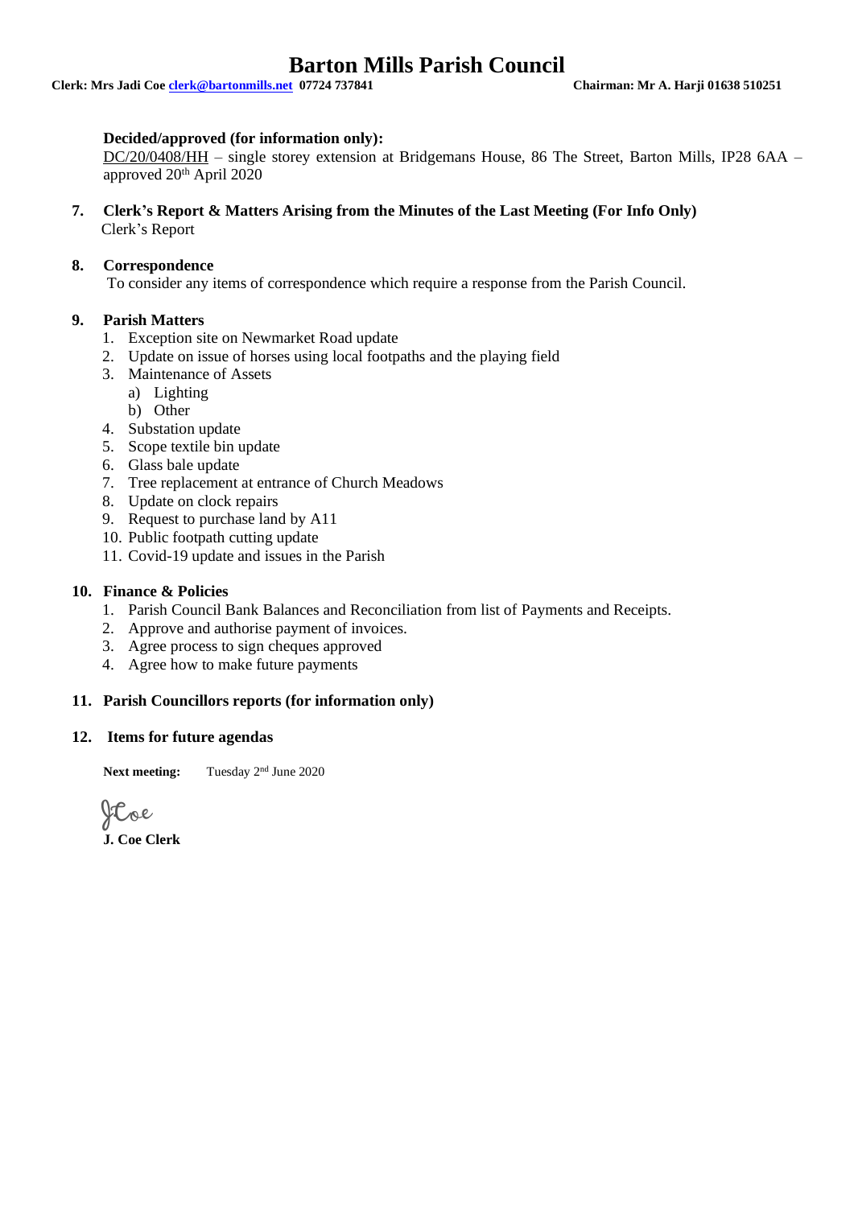# Barton Mills Parish Council

**Clerk: Mrs Jadi Coe clerk@bartonmills.net 07724 737841** **Chairman: Mr A. Harji 01638 510251**

**Decided/approved (for information only):**

DC/20/0408/HH – single storey extension at Bridgemans House, 86 The Street, Barton Mills, IP28 6AA – approved 20th April 2020

**7. Clerk's Report & Matters Arising from the Minutes of the Last Meeting (For Info Only)**

Clerk's Report

**8. Correspondence**

To consider any items of correspondence which require a response from the Parish Council.

**9. Parish Matters**

1. Exception site on Newmarket Road update
2. Update on issue of horses using local footpaths and the playing field
3. Maintenance of Assets
   a) Lighting
   b) Other
4. Substation update
5. Scope textile bin update
6. Glass bale update
7. Tree replacement at entrance of Church Meadows
8. Update on clock repairs
9. Request to purchase land by A11
10. Public footpath cutting update
11. Covid-19 update and issues in the Parish

**10. Finance & Policies**

1. Parish Council Bank Balances and Reconciliation from list of Payments and Receipts.
2. Approve and authorise payment of invoices.
3. Agree process to sign cheques approved
4. Agree how to make future payments

**11. Parish Councillors reports (for information only)**

**12. Items for future agendas**

**Next meeting:** Tuesday 2nd June 2020

JCoe

**J. Coe Clerk**